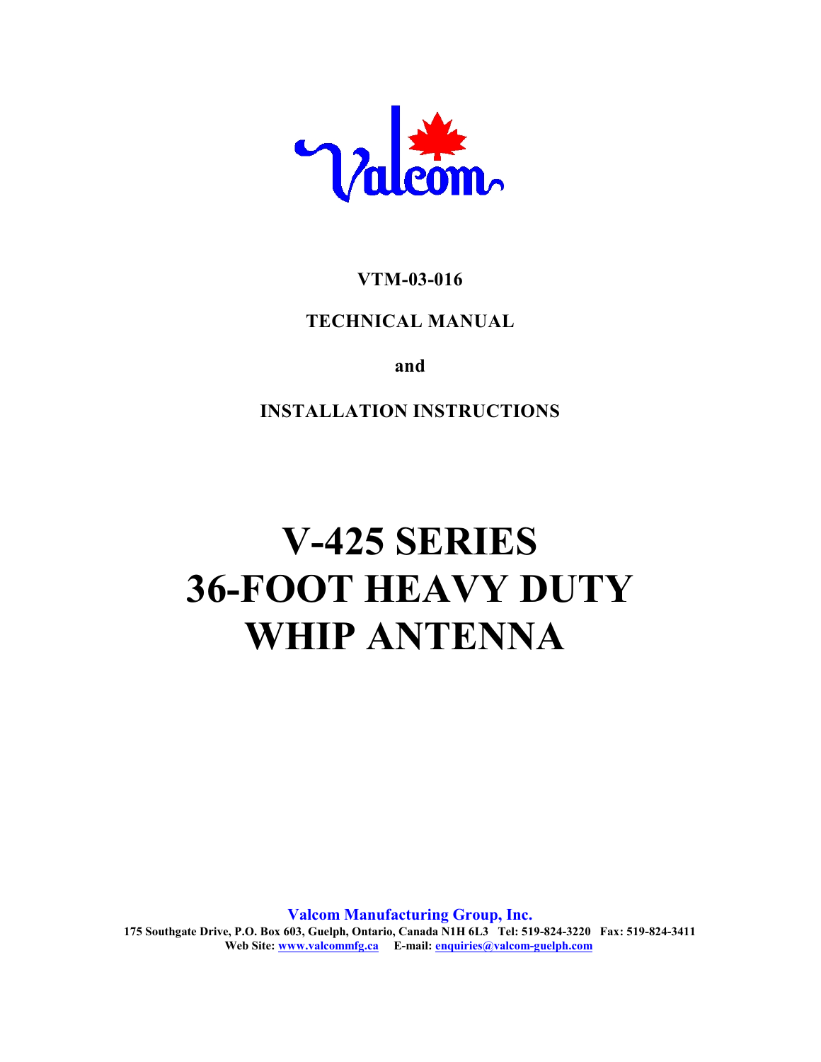Valcom

**VTM-03-016**

**TECHNICAL MANUAL**

**and**

**INSTALLATION INSTRUCTIONS**

# V-425 SERIES
# 36-FOOT HEAVY DUTY
# WHIP ANTENNA

**Valcom Manufacturing Group, Inc.**
**175 Southgate Drive, P.O. Box 603, Guelph, Ontario, Canada N1H 6L3 Tel: 519-824-3220 Fax: 519-824-3411**
**Web Site: www.valcommfg.ca E-mail: enquiries@valcom-guelph.com**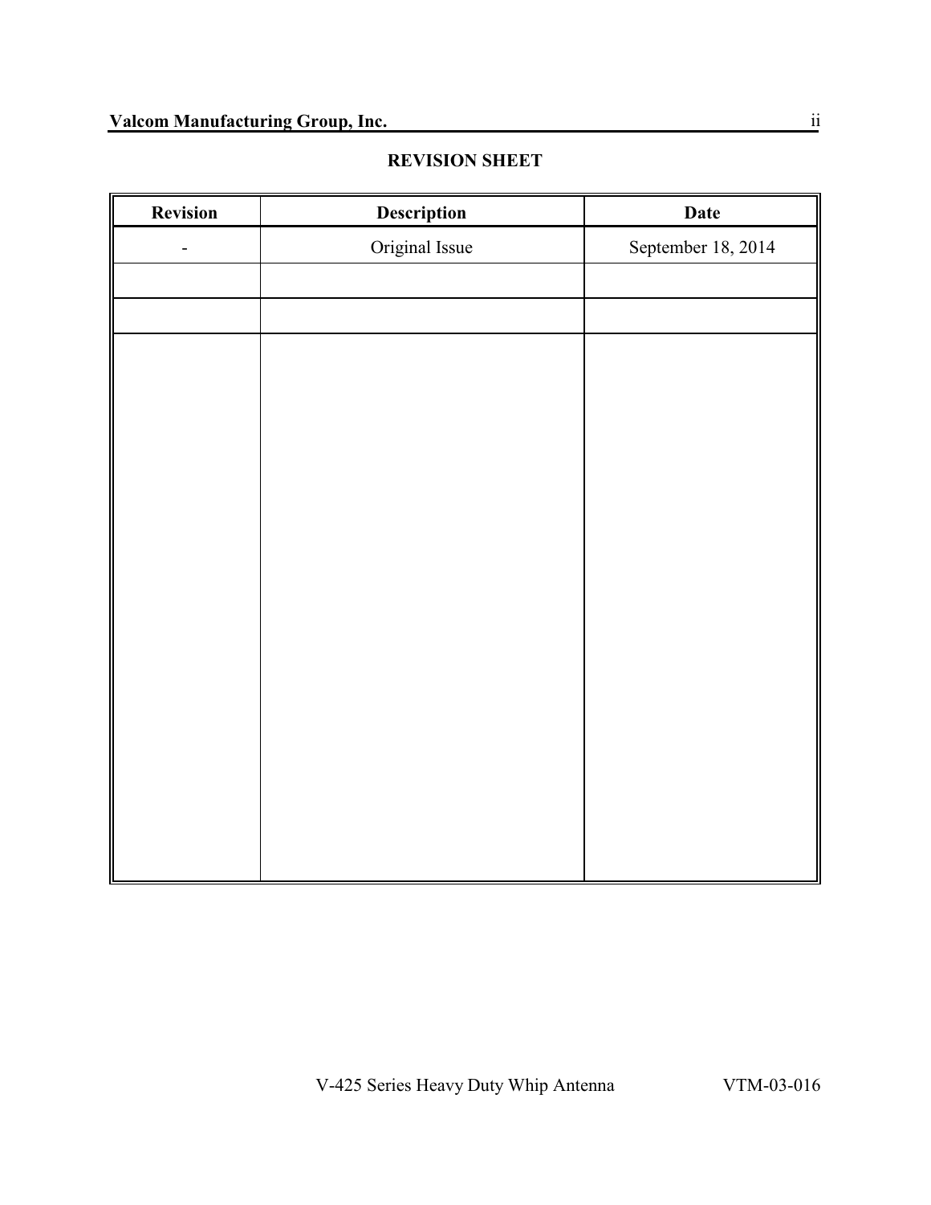## REVISION SHEET

| Revision | Description | Date |
|---|---|---|
| - | Original Issue | September 18, 2014 |
| | | |
| | | |
| | | |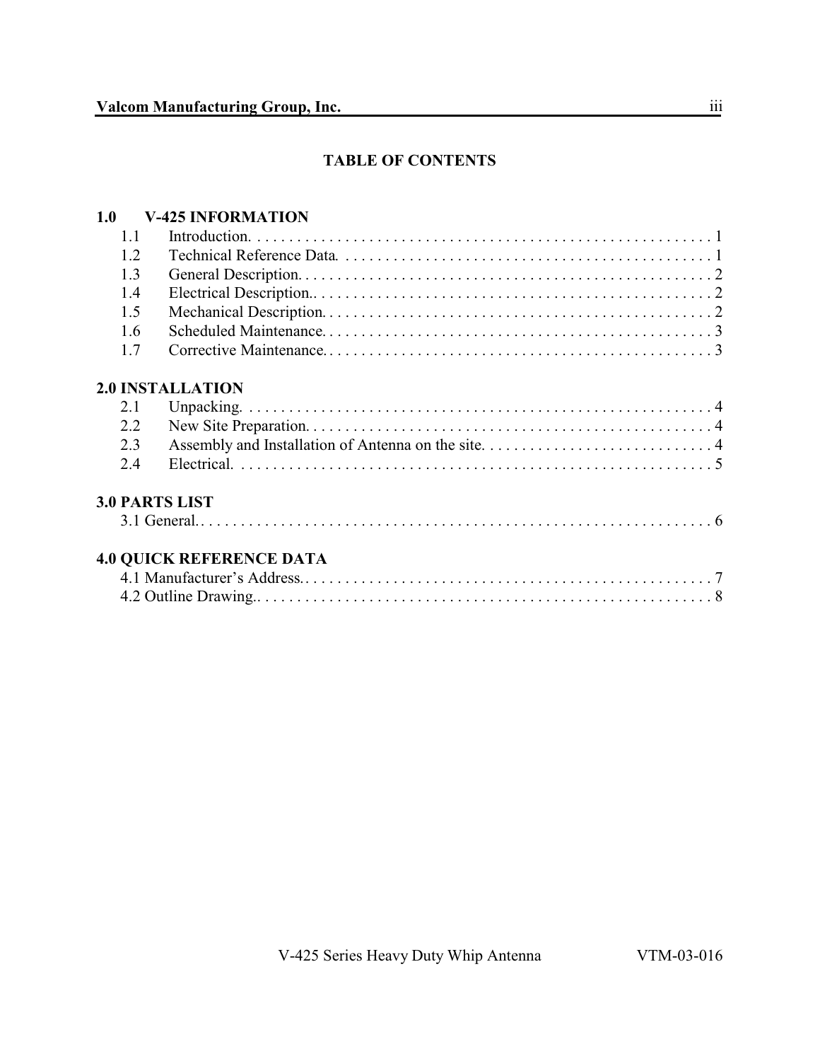# TABLE OF CONTENTS

**1.0 V-425 INFORMATION**

| | | |
|---|---|---|
| 1.1 | Introduction. | 1 |
| 1.2 | Technical Reference Data. | 1 |
| 1.3 | General Description. | 2 |
| 1.4 | Electrical Description.. | 2 |
| 1.5 | Mechanical Description. | 2 |
| 1.6 | Scheduled Maintenance. | 3 |
| 1.7 | Corrective Maintenance. | 3 |

**2.0 INSTALLATION**

| | | |
|---|---|---|
| 2.1 | Unpacking. | 4 |
| 2.2 | New Site Preparation. | 4 |
| 2.3 | Assembly and Installation of Antenna on the site. | 4 |
| 2.4 | Electrical. | 5 |

**3.0 PARTS LIST**

| | |
|---|---|
| 3.1 General.. | 6 |

**4.0 QUICK REFERENCE DATA**

| | |
|---|---|
| 4.1 Manufacturer's Address. | 7 |
| 4.2 Outline Drawing.. | 8 |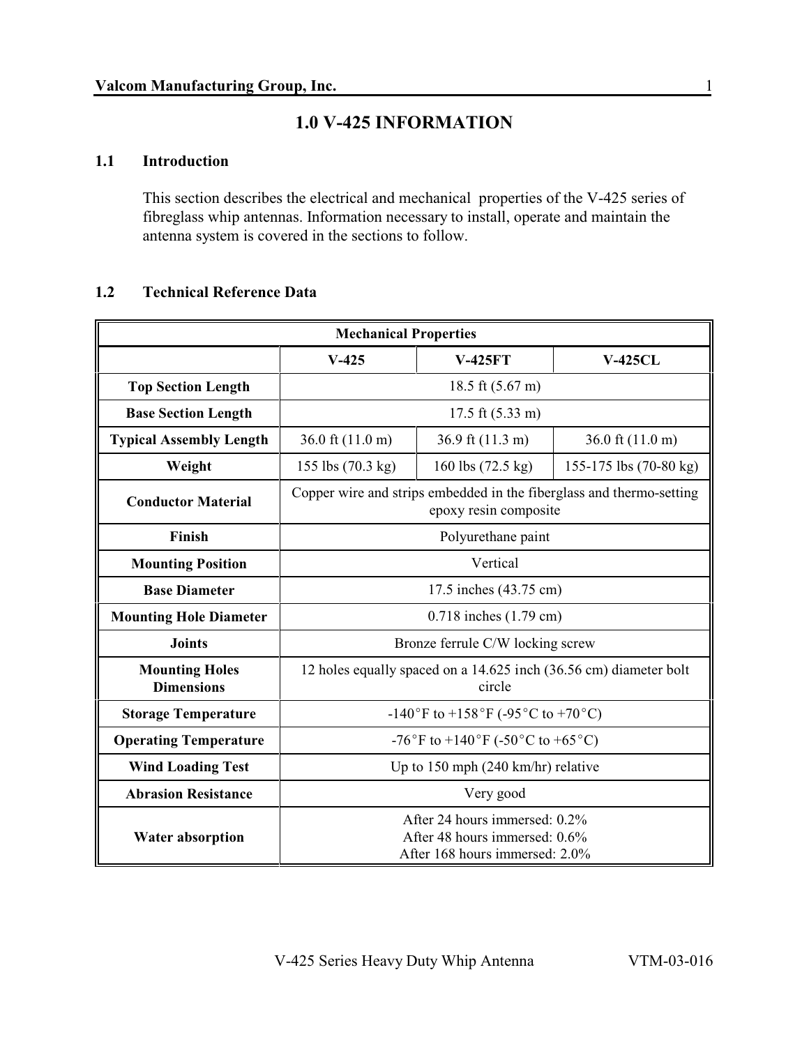# 1.0 V-425 INFORMATION

## 1.1 Introduction

This section describes the electrical and mechanical properties of the V-425 series of fibreglass whip antennas. Information necessary to install, operate and maintain the antenna system is covered in the sections to follow.

## 1.2 Technical Reference Data

| Mechanical Properties | | | |
|---|---|---|---|
| | **V-425** | **V-425FT** | **V-425CL** |
| **Top Section Length** | 18.5 ft (5.67 m) | | |
| **Base Section Length** | 17.5 ft (5.33 m) | | |
| **Typical Assembly Length** | 36.0 ft (11.0 m) | 36.9 ft (11.3 m) | 36.0 ft (11.0 m) |
| **Weight** | 155 lbs (70.3 kg) | 160 lbs (72.5 kg) | 155-175 lbs (70-80 kg) |
| **Conductor Material** | Copper wire and strips embedded in the fiberglass and thermo-setting epoxy resin composite | | |
| **Finish** | Polyurethane paint | | |
| **Mounting Position** | Vertical | | |
| **Base Diameter** | 17.5 inches (43.75 cm) | | |
| **Mounting Hole Diameter** | 0.718 inches (1.79 cm) | | |
| **Joints** | Bronze ferrule C/W locking screw | | |
| **Mounting Holes Dimensions** | 12 holes equally spaced on a 14.625 inch (36.56 cm) diameter bolt circle | | |
| **Storage Temperature** | -140°F to +158°F (-95°C to +70°C) | | |
| **Operating Temperature** | -76°F to +140°F (-50°C to +65°C) | | |
| **Wind Loading Test** | Up to 150 mph (240 km/hr) relative | | |
| **Abrasion Resistance** | Very good | | |
| **Water absorption** | After 24 hours immersed: 0.2%<br>After 48 hours immersed: 0.6%<br>After 168 hours immersed: 2.0% | | |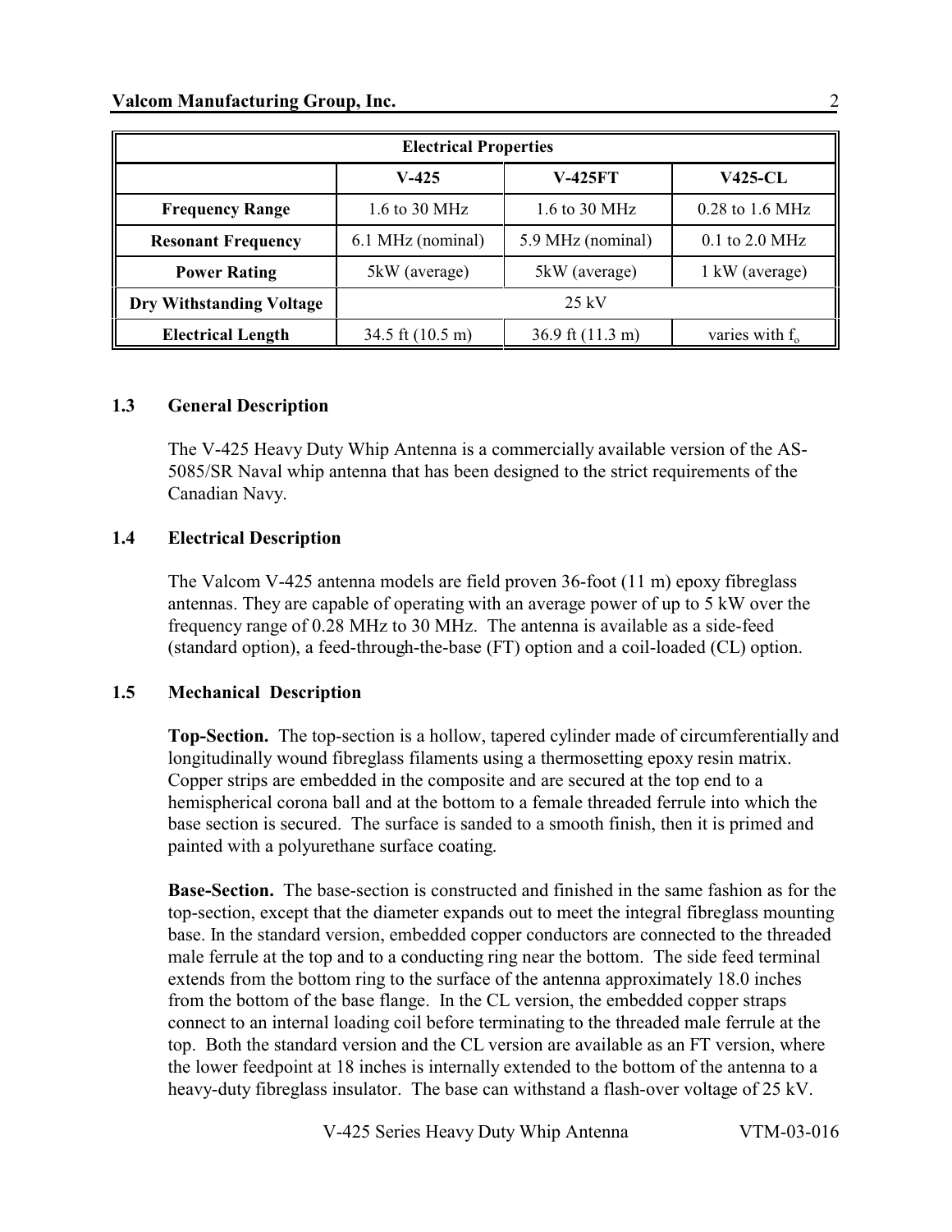| Electrical Properties | | | |
|---|---|---|---|
| | **V-425** | **V-425FT** | **V425-CL** |
| **Frequency Range** | 1.6 to 30 MHz | 1.6 to 30 MHz | 0.28 to 1.6 MHz |
| **Resonant Frequency** | 6.1 MHz (nominal) | 5.9 MHz (nominal) | 0.1 to 2.0 MHz |
| **Power Rating** | 5kW (average) | 5kW (average) | 1 kW (average) |
| **Dry Withstanding Voltage** | 25 kV | | |
| **Electrical Length** | 34.5 ft (10.5 m) | 36.9 ft (11.3 m) | varies with $f_o$ |

### 1.3 General Description

The V-425 Heavy Duty Whip Antenna is a commercially available version of the AS-5085/SR Naval whip antenna that has been designed to the strict requirements of the Canadian Navy.

### 1.4 Electrical Description

The Valcom V-425 antenna models are field proven 36-foot (11 m) epoxy fibreglass antennas. They are capable of operating with an average power of up to 5 kW over the frequency range of 0.28 MHz to 30 MHz. The antenna is available as a side-feed (standard option), a feed-through-the-base (FT) option and a coil-loaded (CL) option.

### 1.5 Mechanical Description

**Top-Section.** The top-section is a hollow, tapered cylinder made of circumferentially and longitudinally wound fibreglass filaments using a thermosetting epoxy resin matrix. Copper strips are embedded in the composite and are secured at the top end to a hemispherical corona ball and at the bottom to a female threaded ferrule into which the base section is secured. The surface is sanded to a smooth finish, then it is primed and painted with a polyurethane surface coating.

**Base-Section.** The base-section is constructed and finished in the same fashion as for the top-section, except that the diameter expands out to meet the integral fibreglass mounting base. In the standard version, embedded copper conductors are connected to the threaded male ferrule at the top and to a conducting ring near the bottom. The side feed terminal extends from the bottom ring to the surface of the antenna approximately 18.0 inches from the bottom of the base flange. In the CL version, the embedded copper straps connect to an internal loading coil before terminating to the threaded male ferrule at the top. Both the standard version and the CL version are available as an FT version, where the lower feedpoint at 18 inches is internally extended to the bottom of the antenna to a heavy-duty fibreglass insulator. The base can withstand a flash-over voltage of 25 kV.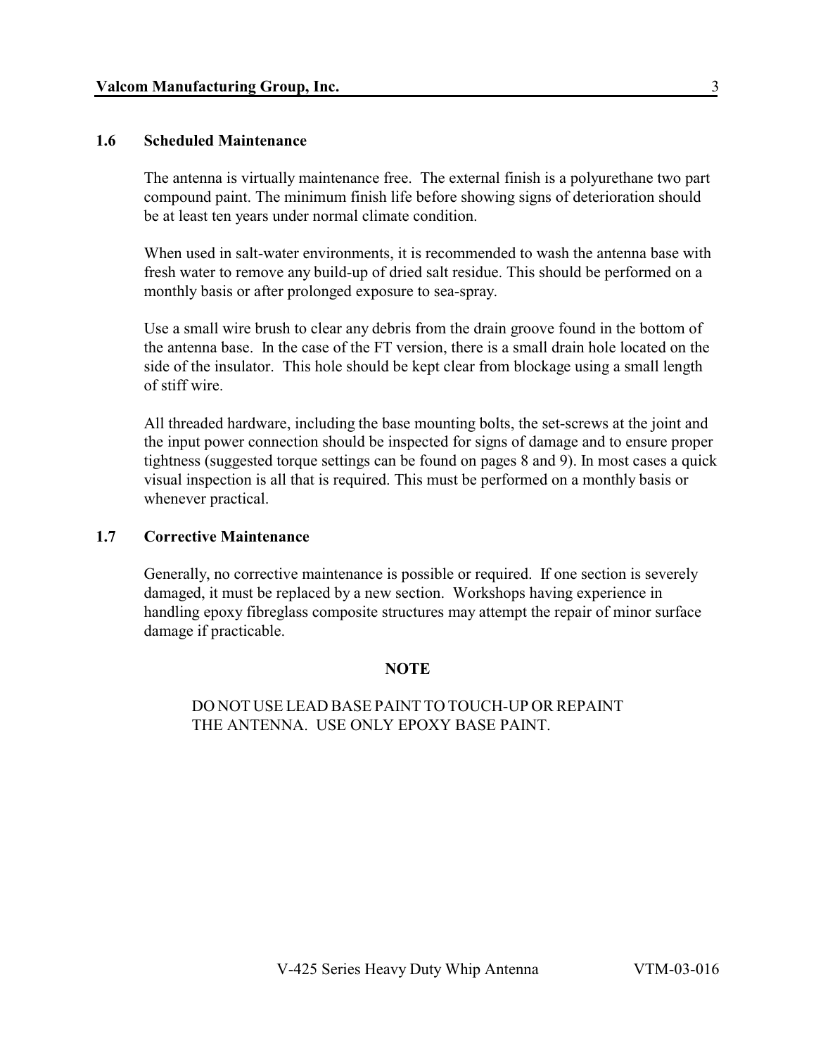## 1.6 Scheduled Maintenance

The antenna is virtually maintenance free. The external finish is a polyurethane two part compound paint. The minimum finish life before showing signs of deterioration should be at least ten years under normal climate condition.

When used in salt-water environments, it is recommended to wash the antenna base with fresh water to remove any build-up of dried salt residue. This should be performed on a monthly basis or after prolonged exposure to sea-spray.

Use a small wire brush to clear any debris from the drain groove found in the bottom of the antenna base. In the case of the FT version, there is a small drain hole located on the side of the insulator. This hole should be kept clear from blockage using a small length of stiff wire.

All threaded hardware, including the base mounting bolts, the set-screws at the joint and the input power connection should be inspected for signs of damage and to ensure proper tightness (suggested torque settings can be found on pages 8 and 9). In most cases a quick visual inspection is all that is required. This must be performed on a monthly basis or whenever practical.

## 1.7 Corrective Maintenance

Generally, no corrective maintenance is possible or required. If one section is severely damaged, it must be replaced by a new section. Workshops having experience in handling epoxy fibreglass composite structures may attempt the repair of minor surface damage if practicable.

**NOTE**

DO NOT USE LEAD BASE PAINT TO TOUCH-UP OR REPAINT THE ANTENNA. USE ONLY EPOXY BASE PAINT.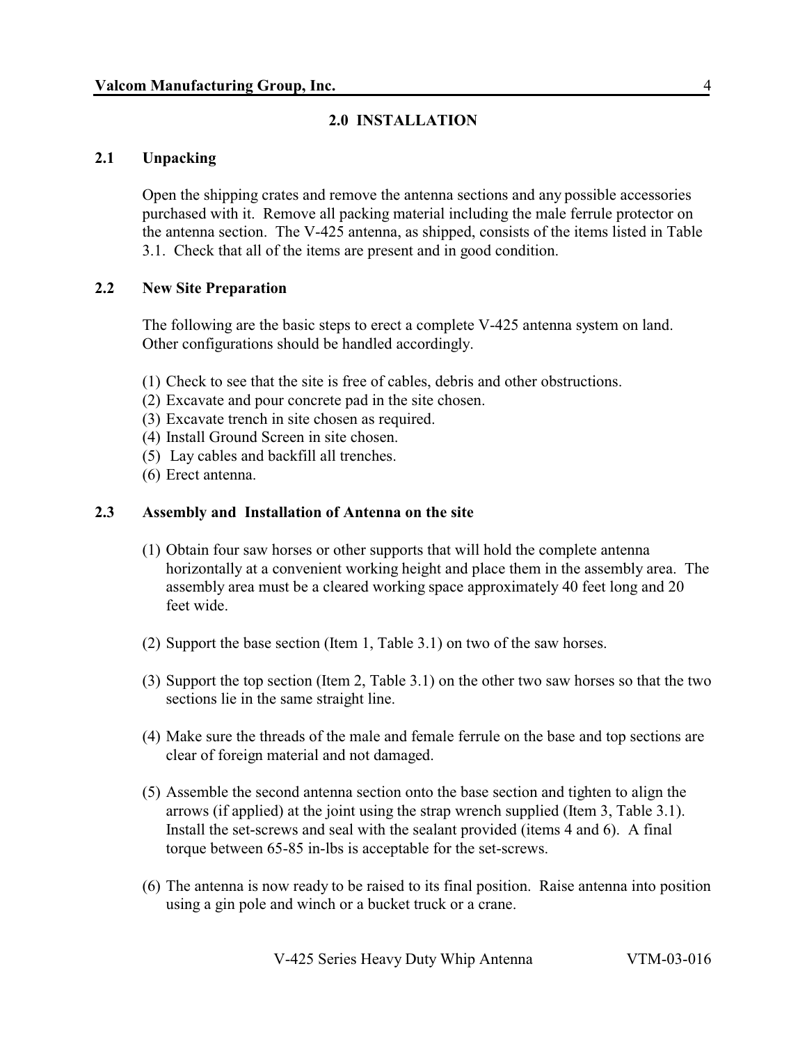# 2.0 INSTALLATION

## 2.1 Unpacking

Open the shipping crates and remove the antenna sections and any possible accessories purchased with it. Remove all packing material including the male ferrule protector on the antenna section. The V-425 antenna, as shipped, consists of the items listed in Table 3.1. Check that all of the items are present and in good condition.

## 2.2 New Site Preparation

The following are the basic steps to erect a complete V-425 antenna system on land. Other configurations should be handled accordingly.

(1) Check to see that the site is free of cables, debris and other obstructions.
(2) Excavate and pour concrete pad in the site chosen.
(3) Excavate trench in site chosen as required.
(4) Install Ground Screen in site chosen.
(5) Lay cables and backfill all trenches.
(6) Erect antenna.

## 2.3 Assembly and Installation of Antenna on the site

(1) Obtain four saw horses or other supports that will hold the complete antenna horizontally at a convenient working height and place them in the assembly area. The assembly area must be a cleared working space approximately 40 feet long and 20 feet wide.

(2) Support the base section (Item 1, Table 3.1) on two of the saw horses.

(3) Support the top section (Item 2, Table 3.1) on the other two saw horses so that the two sections lie in the same straight line.

(4) Make sure the threads of the male and female ferrule on the base and top sections are clear of foreign material and not damaged.

(5) Assemble the second antenna section onto the base section and tighten to align the arrows (if applied) at the joint using the strap wrench supplied (Item 3, Table 3.1). Install the set-screws and seal with the sealant provided (items 4 and 6). A final torque between 65-85 in-lbs is acceptable for the set-screws.

(6) The antenna is now ready to be raised to its final position. Raise antenna into position using a gin pole and winch or a bucket truck or a crane.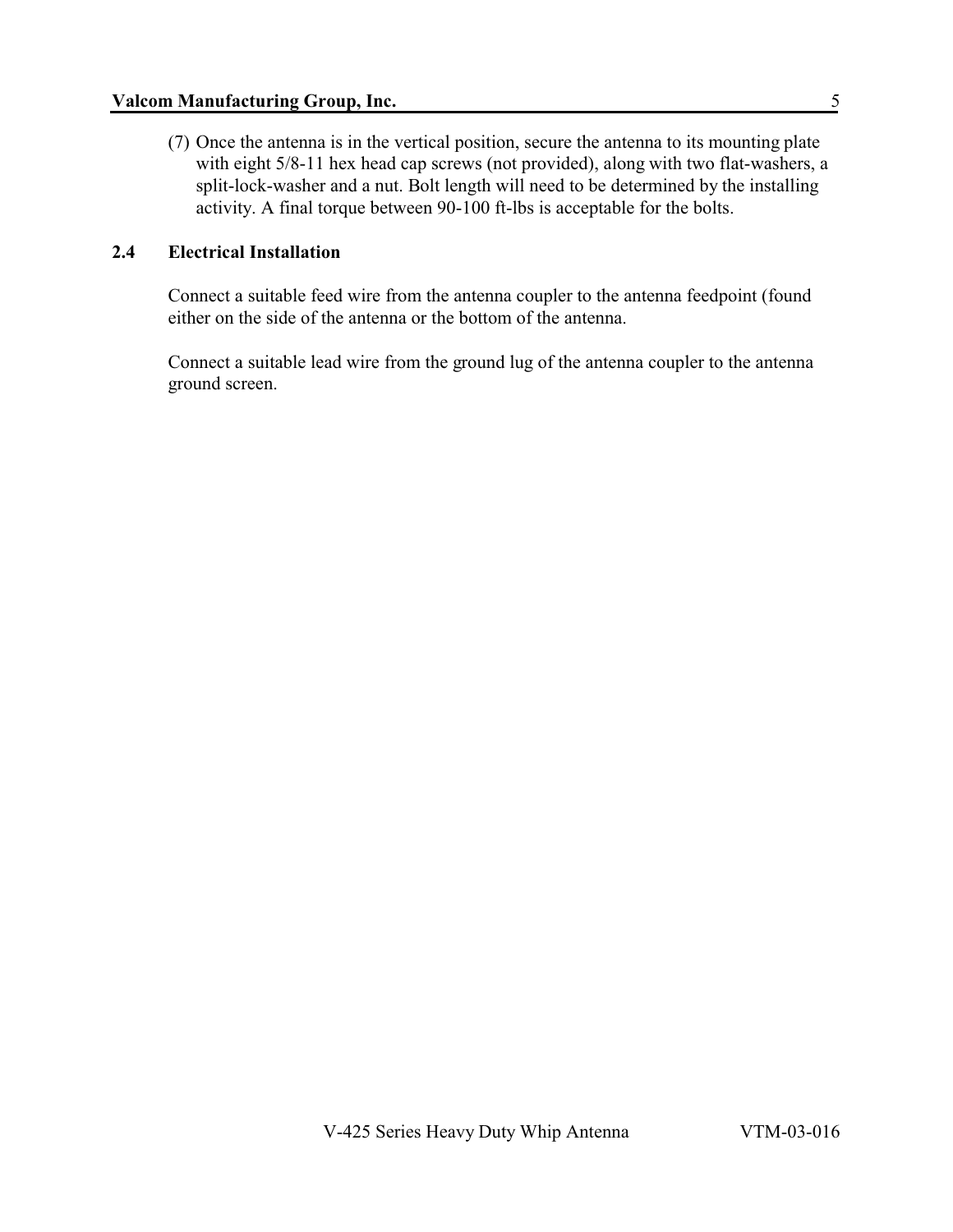(7) Once the antenna is in the vertical position, secure the antenna to its mounting plate with eight 5/8-11 hex head cap screws (not provided), along with two flat-washers, a split-lock-washer and a nut. Bolt length will need to be determined by the installing activity. A final torque between 90-100 ft-lbs is acceptable for the bolts.

## 2.4 Electrical Installation

Connect a suitable feed wire from the antenna coupler to the antenna feedpoint (found either on the side of the antenna or the bottom of the antenna.

Connect a suitable lead wire from the ground lug of the antenna coupler to the antenna ground screen.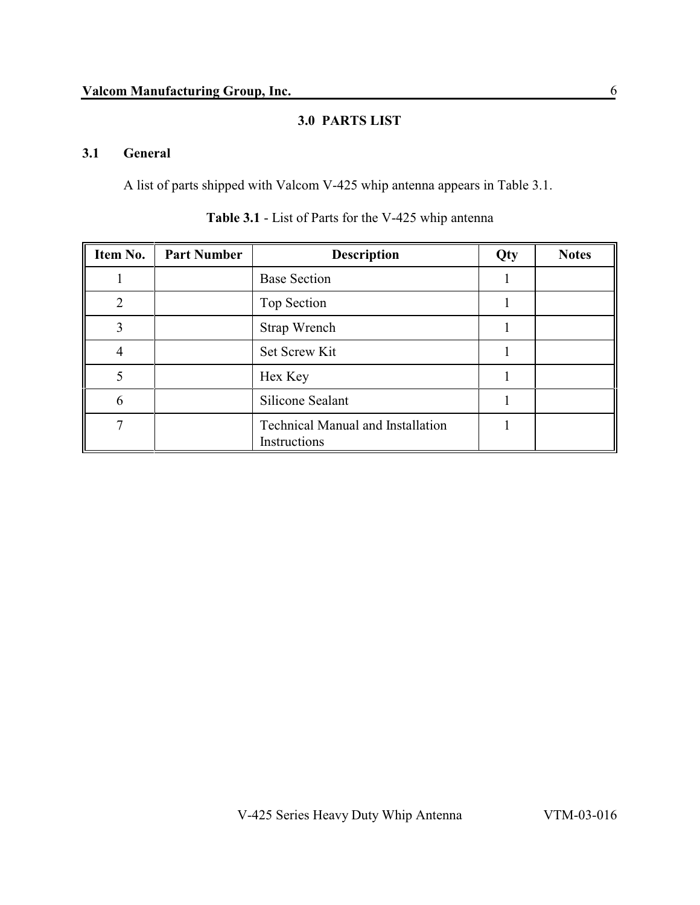## 3.0 PARTS LIST

### 3.1 General

A list of parts shipped with Valcom V-425 whip antenna appears in Table 3.1.

**Table 3.1** - List of Parts for the V-425 whip antenna

| Item No. | Part Number | Description | Qty | Notes |
|---|---|---|---|---|
| 1 | | Base Section | 1 | |
| 2 | | Top Section | 1 | |
| 3 | | Strap Wrench | 1 | |
| 4 | | Set Screw Kit | 1 | |
| 5 | | Hex Key | 1 | |
| 6 | | Silicone Sealant | 1 | |
| 7 | | Technical Manual and Installation Instructions | 1 | |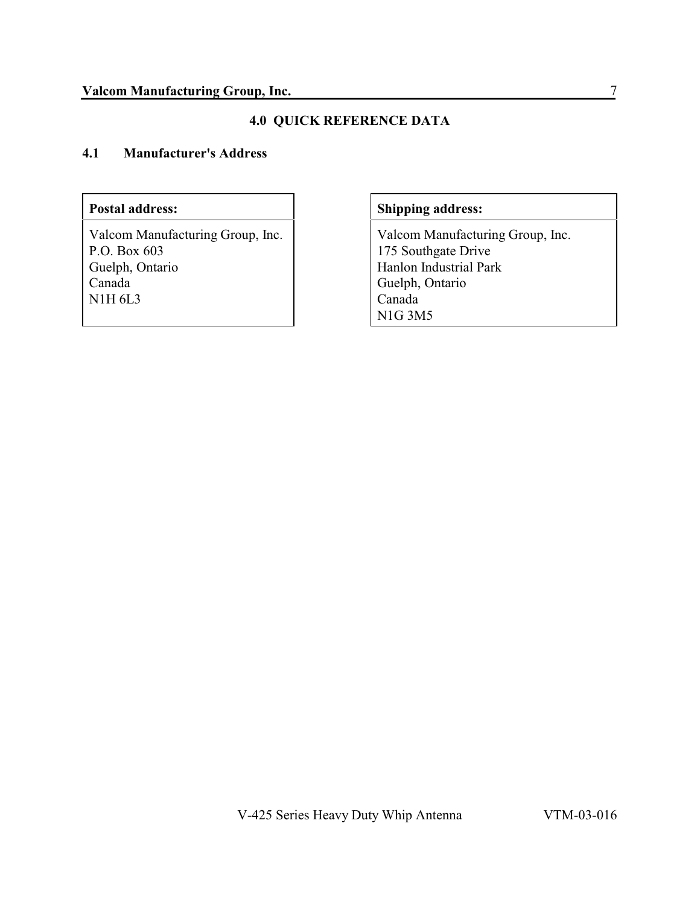# 4.0 QUICK REFERENCE DATA

## 4.1 Manufacturer's Address

| Postal address: |
|---|
| Valcom Manufacturing Group, Inc.<br>P.O. Box 603<br>Guelph, Ontario<br>Canada<br>N1H 6L3 |

| Shipping address: |
|---|
| Valcom Manufacturing Group, Inc.<br>175 Southgate Drive<br>Hanlon Industrial Park<br>Guelph, Ontario<br>Canada<br>N1G 3M5 |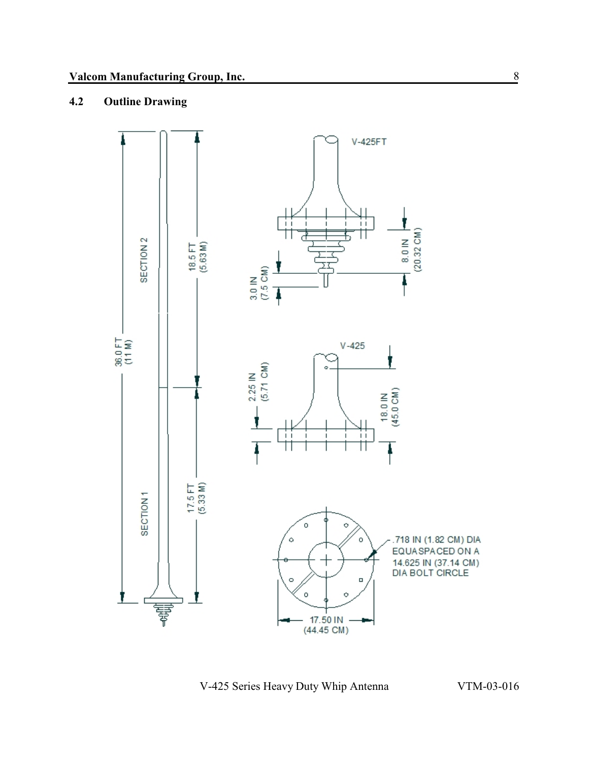## 4.2 Outline Drawing

SECTION 2

SECTION 1

36.0 FT
(11 M)

18.5 FT
(5.63 M)

17.5 FT
(5.33 M)

V-425FT

8.0 IN
(20.32 CM)

3.0 IN
(7.5 CM)

V-425

2.25 IN
(5.71 CM)

18.0 IN
(45.0 CM)

.718 IN (1.82 CM) DIA
EQUASPACED ON A
14.625 IN (37.14 CM)
DIA BOLT CIRCLE

17.50 IN
(44.45 CM)